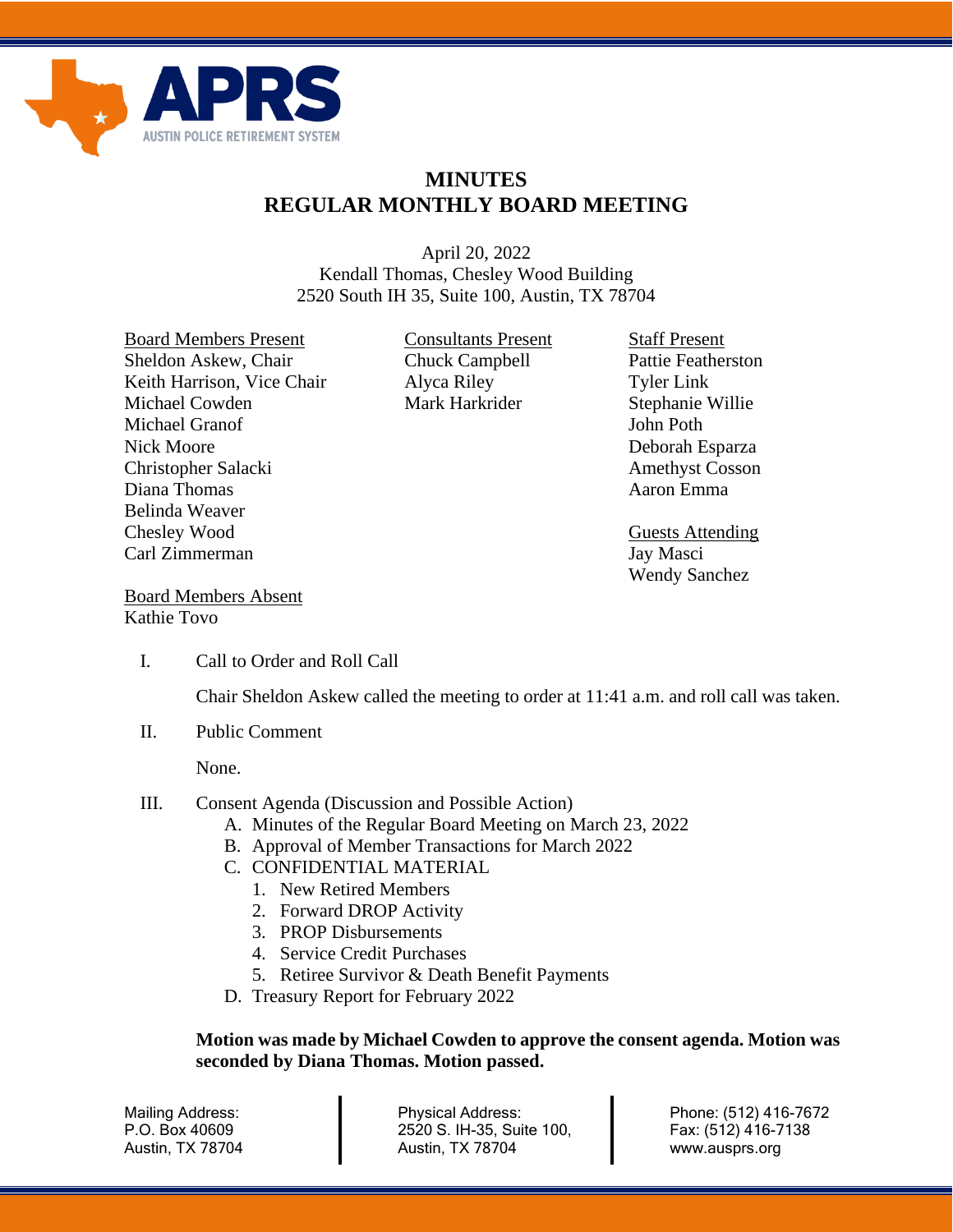# MINUTES
## REGULAR MONTHLY BOARD MEETING

April 20, 2022
Kendall Thomas, Chesley Wood Building
2520 South IH 35, Suite 100, Austin, TX 78704

Board Members Present
Sheldon Askew, Chair
Keith Harrison, Vice Chair
Michael Cowden
Michael Granof
Nick Moore
Christopher Salacki
Diana Thomas
Belinda Weaver
Chesley Wood
Carl Zimmerman

Board Members Absent
Kathie Tovo

Consultants Present
Chuck Campbell
Alyca Riley
Mark Harkrider

Staff Present
Pattie Featherston
Tyler Link
Stephanie Willie
John Poth
Deborah Esparza
Amethyst Cosson
Aaron Emma

Guests Attending
Jay Masci
Wendy Sanchez

I. Call to Order and Roll Call

Chair Sheldon Askew called the meeting to order at 11:41 a.m. and roll call was taken.

II. Public Comment

None.

III. Consent Agenda (Discussion and Possible Action)
   A. Minutes of the Regular Board Meeting on March 23, 2022
   B. Approval of Member Transactions for March 2022
   C. CONFIDENTIAL MATERIAL
      1. New Retired Members
      2. Forward DROP Activity
      3. PROP Disbursements
      4. Service Credit Purchases
      5. Retiree Survivor & Death Benefit Payments
   D. Treasury Report for February 2022

**Motion was made by Michael Cowden to approve the consent agenda. Motion was seconded by Diana Thomas. Motion passed.**

Mailing Address:
P.O. Box 40609
Austin, TX 78704

Physical Address:
2520 S. IH-35, Suite 100,
Austin, TX 78704

Phone: (512) 416-7672
Fax: (512) 416-7138
www.ausprs.org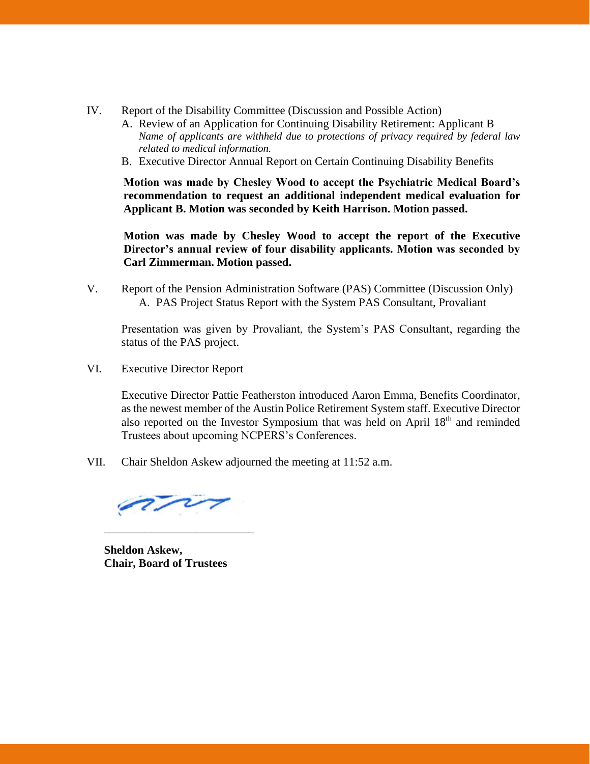IV. Report of the Disability Committee (Discussion and Possible Action)

A. Review of an Application for Continuing Disability Retirement: Applicant B
*Name of applicants are withheld due to protections of privacy required by federal law related to medical information.*

B. Executive Director Annual Report on Certain Continuing Disability Benefits

**Motion was made by Chesley Wood to accept the Psychiatric Medical Board's recommendation to request an additional independent medical evaluation for Applicant B. Motion was seconded by Keith Harrison. Motion passed.**

**Motion was made by Chesley Wood to accept the report of the Executive Director's annual review of four disability applicants. Motion was seconded by Carl Zimmerman. Motion passed.**

V. Report of the Pension Administration Software (PAS) Committee (Discussion Only)

A. PAS Project Status Report with the System PAS Consultant, Provaliant

Presentation was given by Provaliant, the System's PAS Consultant, regarding the status of the PAS project.

VI. Executive Director Report

Executive Director Pattie Featherston introduced Aaron Emma, Benefits Coordinator, as the newest member of the Austin Police Retirement System staff. Executive Director also reported on the Investor Symposium that was held on April 18th and reminded Trustees about upcoming NCPERS's Conferences.

VII. Chair Sheldon Askew adjourned the meeting at 11:52 a.m.

\_\_\_\_\_\_\_\_\_\_\_\_\_\_\_\_\_\_\_\_\_\_\_\_\_\_

**Sheldon Askew,**
**Chair, Board of Trustees**